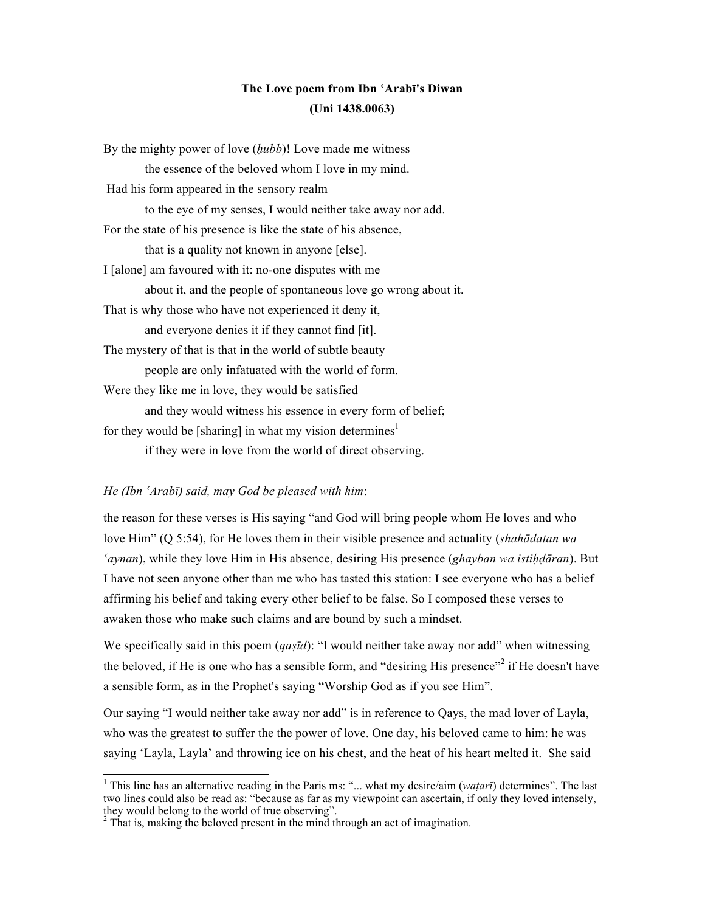**The Love poem from Ibn ʿArabī's Diwan**
**(Uni 1438.0063)**

By the mighty power of love (*ḥubb*)! Love made me witness
 the essence of the beloved whom I love in my mind.
Had his form appeared in the sensory realm
 to the eye of my senses, I would neither take away nor add.
For the state of his presence is like the state of his absence,
 that is a quality not known in anyone [else].
I [alone] am favoured with it: no-one disputes with me
 about it, and the people of spontaneous love go wrong about it.
That is why those who have not experienced it deny it,
 and everyone denies it if they cannot find [it].
The mystery of that is that in the world of subtle beauty
 people are only infatuated with the world of form.
Were they like me in love, they would be satisfied
 and they would witness his essence in every form of belief;
for they would be [sharing] in what my vision determines[1]
 if they were in love from the world of direct observing.

*He (Ibn ʿArabī) said, may God be pleased with him*:

the reason for these verses is His saying "and God will bring people whom He loves and who love Him" (Q 5:54), for He loves them in their visible presence and actuality (*shahādatan wa ʿaynan*), while they love Him in His absence, desiring His presence (*ghayban wa istiḥḍāran*). But I have not seen anyone other than me who has tasted this station: I see everyone who has a belief affirming his belief and taking every other belief to be false. So I composed these verses to awaken those who make such claims and are bound by such a mindset.

We specifically said in this poem (*qaṣīd*): "I would neither take away nor add" when witnessing the beloved, if He is one who has a sensible form, and "desiring His presence"[2] if He doesn't have a sensible form, as in the Prophet's saying "Worship God as if you see Him".

Our saying "I would neither take away nor add" is in reference to Qays, the mad lover of Layla, who was the greatest to suffer the the power of love. One day, his beloved came to him: he was saying 'Layla, Layla' and throwing ice on his chest, and the heat of his heart melted it. She said

[1] This line has an alternative reading in the Paris ms: "... what my desire/aim (*waṭarī*) determines". The last two lines could also be read as: "because as far as my viewpoint can ascertain, if only they loved intensely, they would belong to the world of true observing".

[2] That is, making the beloved present in the mind through an act of imagination.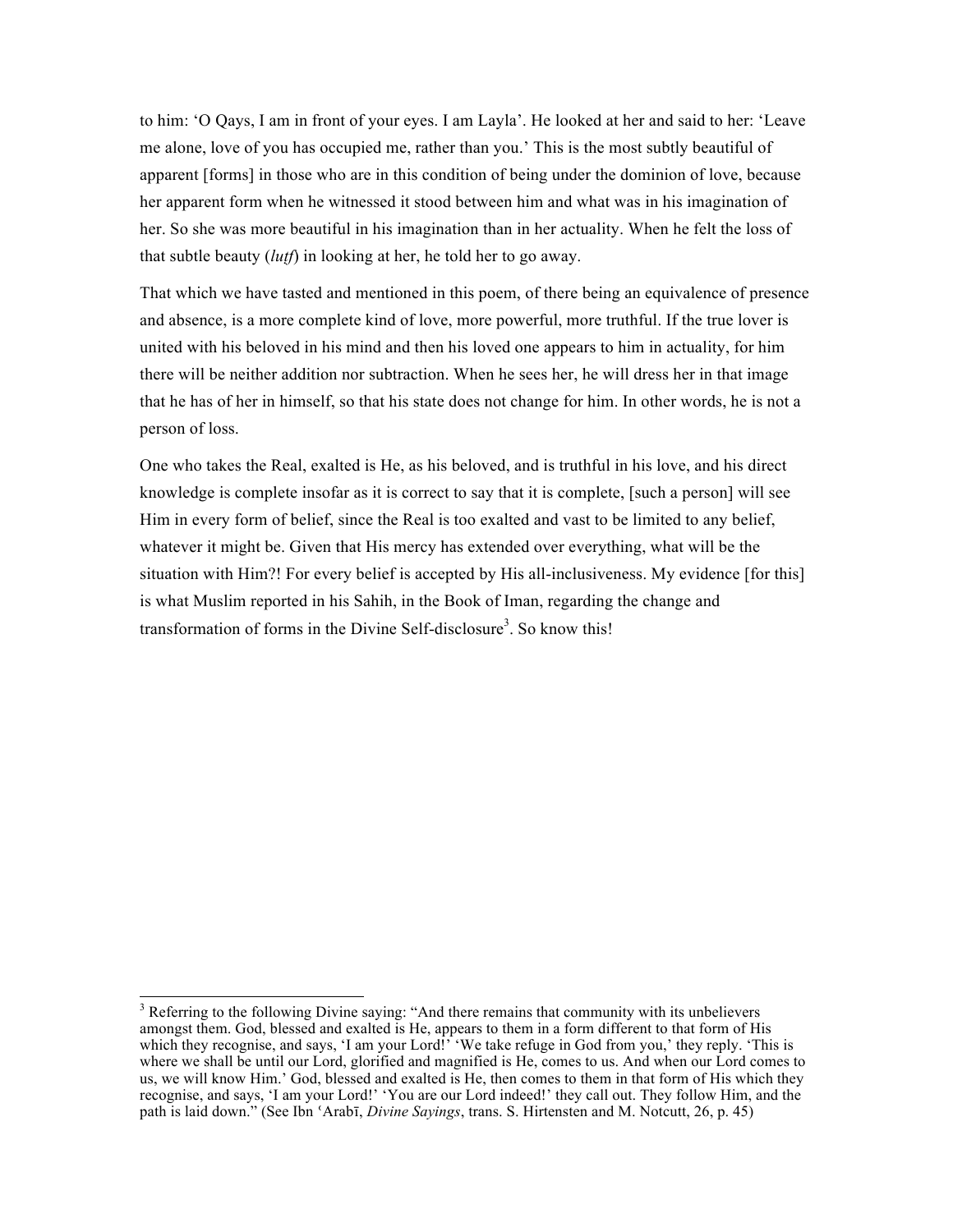to him: 'O Qays, I am in front of your eyes. I am Layla'. He looked at her and said to her: 'Leave me alone, love of you has occupied me, rather than you.' This is the most subtly beautiful of apparent [forms] in those who are in this condition of being under the dominion of love, because her apparent form when he witnessed it stood between him and what was in his imagination of her. So she was more beautiful in his imagination than in her actuality. When he felt the loss of that subtle beauty (*luṭf*) in looking at her, he told her to go away.

That which we have tasted and mentioned in this poem, of there being an equivalence of presence and absence, is a more complete kind of love, more powerful, more truthful. If the true lover is united with his beloved in his mind and then his loved one appears to him in actuality, for him there will be neither addition nor subtraction. When he sees her, he will dress her in that image that he has of her in himself, so that his state does not change for him. In other words, he is not a person of loss.

One who takes the Real, exalted is He, as his beloved, and is truthful in his love, and his direct knowledge is complete insofar as it is correct to say that it is complete, [such a person] will see Him in every form of belief, since the Real is too exalted and vast to be limited to any belief, whatever it might be. Given that His mercy has extended over everything, what will be the situation with Him?! For every belief is accepted by His all-inclusiveness. My evidence [for this] is what Muslim reported in his Sahih, in the Book of Iman, regarding the change and transformation of forms in the Divine Self-disclosure[3]. So know this!

---

[3] Referring to the following Divine saying: "And there remains that community with its unbelievers amongst them. God, blessed and exalted is He, appears to them in a form different to that form of His which they recognise, and says, 'I am your Lord!' 'We take refuge in God from you,' they reply. 'This is where we shall be until our Lord, glorified and magnified is He, comes to us. And when our Lord comes to us, we will know Him.' God, blessed and exalted is He, then comes to them in that form of His which they recognise, and says, 'I am your Lord!' 'You are our Lord indeed!' they call out. They follow Him, and the path is laid down." (See Ibn ʿArabī, *Divine Sayings*, trans. S. Hirtensten and M. Notcutt, 26, p. 45)